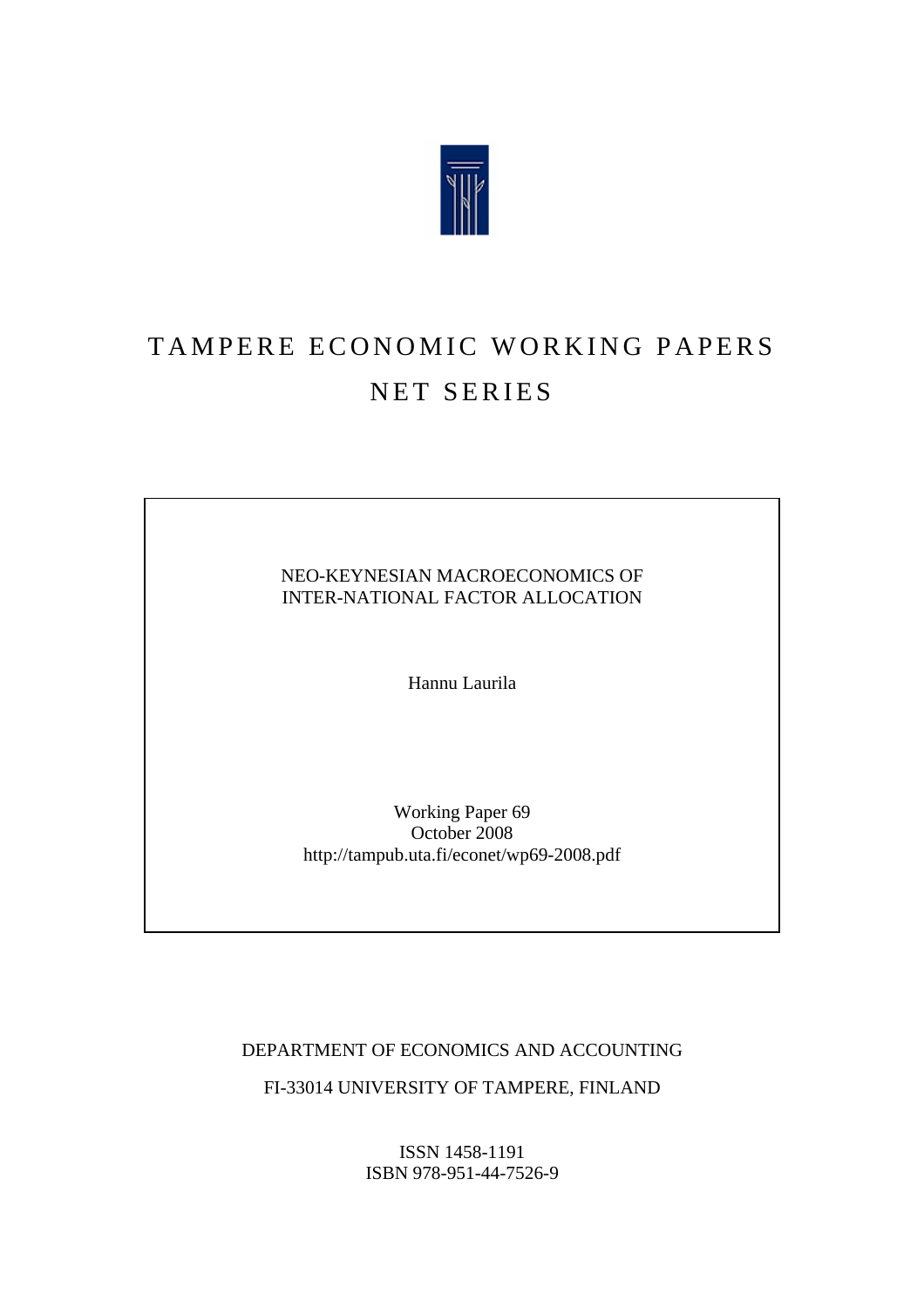# TAMPERE ECONOMIC WORKING PAPERS

## NET SERIES

NEO-KEYNESIAN MACROECONOMICS OF INTER-NATIONAL FACTOR ALLOCATION

Hannu Laurila

Working Paper 69
October 2008
http://tampub.uta.fi/econet/wp69-2008.pdf

DEPARTMENT OF ECONOMICS AND ACCOUNTING

FI-33014 UNIVERSITY OF TAMPERE, FINLAND

ISSN 1458-1191
ISBN 978-951-44-7526-9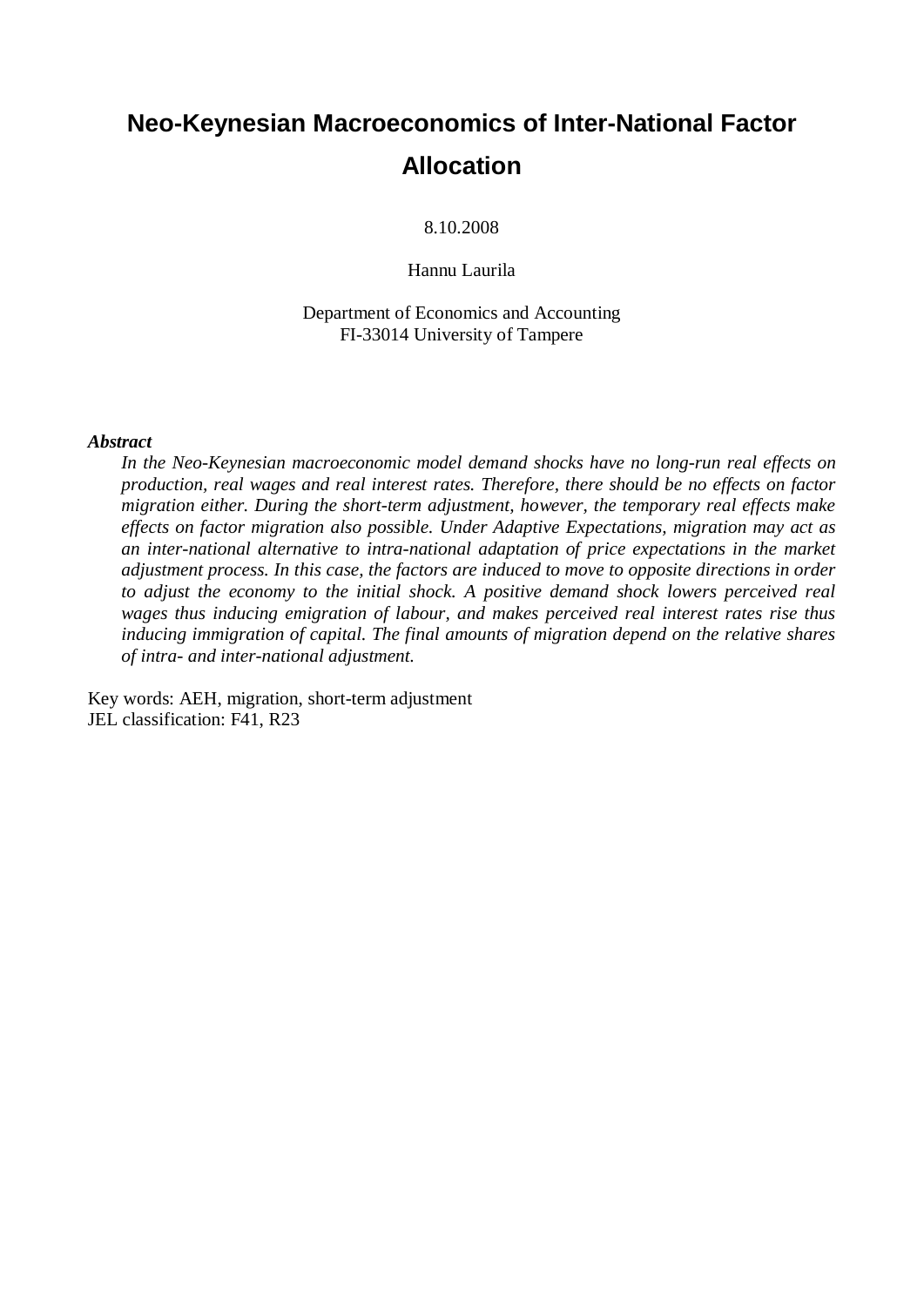# Neo-Keynesian Macroeconomics of Inter-National Factor Allocation

8.10.2008

Hannu Laurila

Department of Economics and Accounting
FI-33014 University of Tampere

***Abstract***

*In the Neo-Keynesian macroeconomic model demand shocks have no long-run real effects on production, real wages and real interest rates. Therefore, there should be no effects on factor migration either. During the short-term adjustment, however, the temporary real effects make effects on factor migration also possible. Under Adaptive Expectations, migration may act as an inter-national alternative to intra-national adaptation of price expectations in the market adjustment process. In this case, the factors are induced to move to opposite directions in order to adjust the economy to the initial shock. A positive demand shock lowers perceived real wages thus inducing emigration of labour, and makes perceived real interest rates rise thus inducing immigration of capital. The final amounts of migration depend on the relative shares of intra- and inter-national adjustment.*

Key words: AEH, migration, short-term adjustment
JEL classification: F41, R23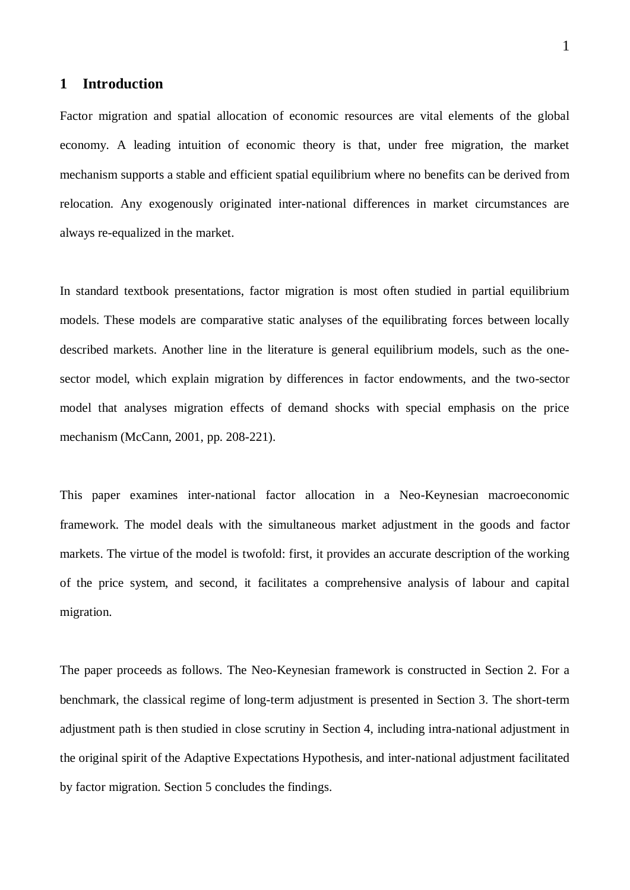# 1 Introduction

Factor migration and spatial allocation of economic resources are vital elements of the global economy. A leading intuition of economic theory is that, under free migration, the market mechanism supports a stable and efficient spatial equilibrium where no benefits can be derived from relocation. Any exogenously originated inter-national differences in market circumstances are always re-equalized in the market.

In standard textbook presentations, factor migration is most often studied in partial equilibrium models. These models are comparative static analyses of the equilibrating forces between locally described markets. Another line in the literature is general equilibrium models, such as the one-sector model, which explain migration by differences in factor endowments, and the two-sector model that analyses migration effects of demand shocks with special emphasis on the price mechanism (McCann, 2001, pp. 208-221).

This paper examines inter-national factor allocation in a Neo-Keynesian macroeconomic framework. The model deals with the simultaneous market adjustment in the goods and factor markets. The virtue of the model is twofold: first, it provides an accurate description of the working of the price system, and second, it facilitates a comprehensive analysis of labour and capital migration.

The paper proceeds as follows. The Neo-Keynesian framework is constructed in Section 2. For a benchmark, the classical regime of long-term adjustment is presented in Section 3. The short-term adjustment path is then studied in close scrutiny in Section 4, including intra-national adjustment in the original spirit of the Adaptive Expectations Hypothesis, and inter-national adjustment facilitated by factor migration. Section 5 concludes the findings.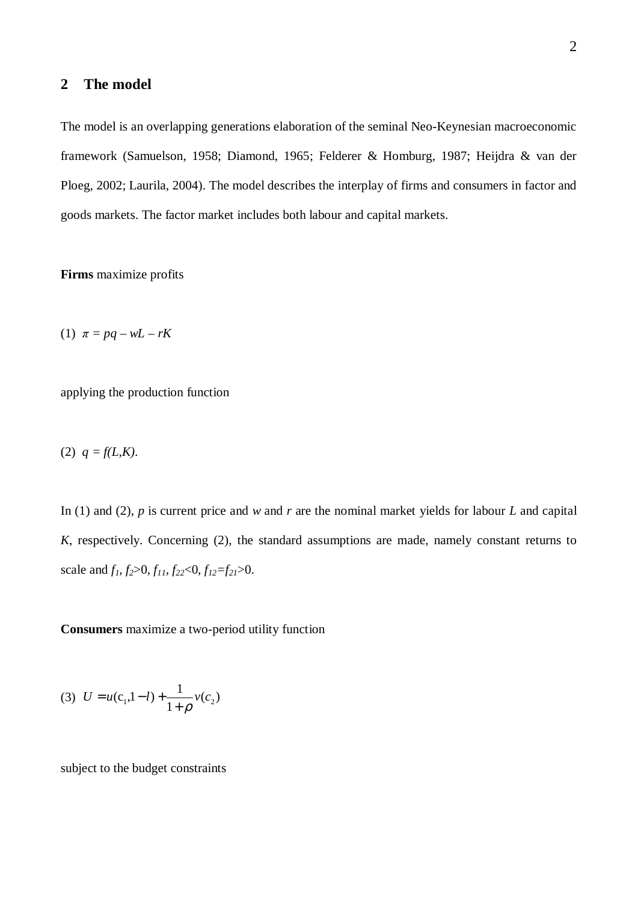## 2 The model

The model is an overlapping generations elaboration of the seminal Neo-Keynesian macroeconomic framework (Samuelson, 1958; Diamond, 1965; Felderer & Homburg, 1987; Heijdra & van der Ploeg, 2002; Laurila, 2004). The model describes the interplay of firms and consumers in factor and goods markets. The factor market includes both labour and capital markets.

**Firms** maximize profits

$$(1)\quad \pi = pq - wL - rK$$

applying the production function

$$(2)\quad q = f(L,K).$$

In (1) and (2), $p$ is current price and $w$ and $r$ are the nominal market yields for labour $L$ and capital $K$, respectively. Concerning (2), the standard assumptions are made, namely constant returns to scale and $f_1, f_2 > 0$, $f_{11}, f_{22} < 0$, $f_{12} = f_{21} > 0$.

**Consumers** maximize a two-period utility function

$$(3)\quad U = u(c_1, 1-l) + \frac{1}{1+\rho} v(c_2)$$

subject to the budget constraints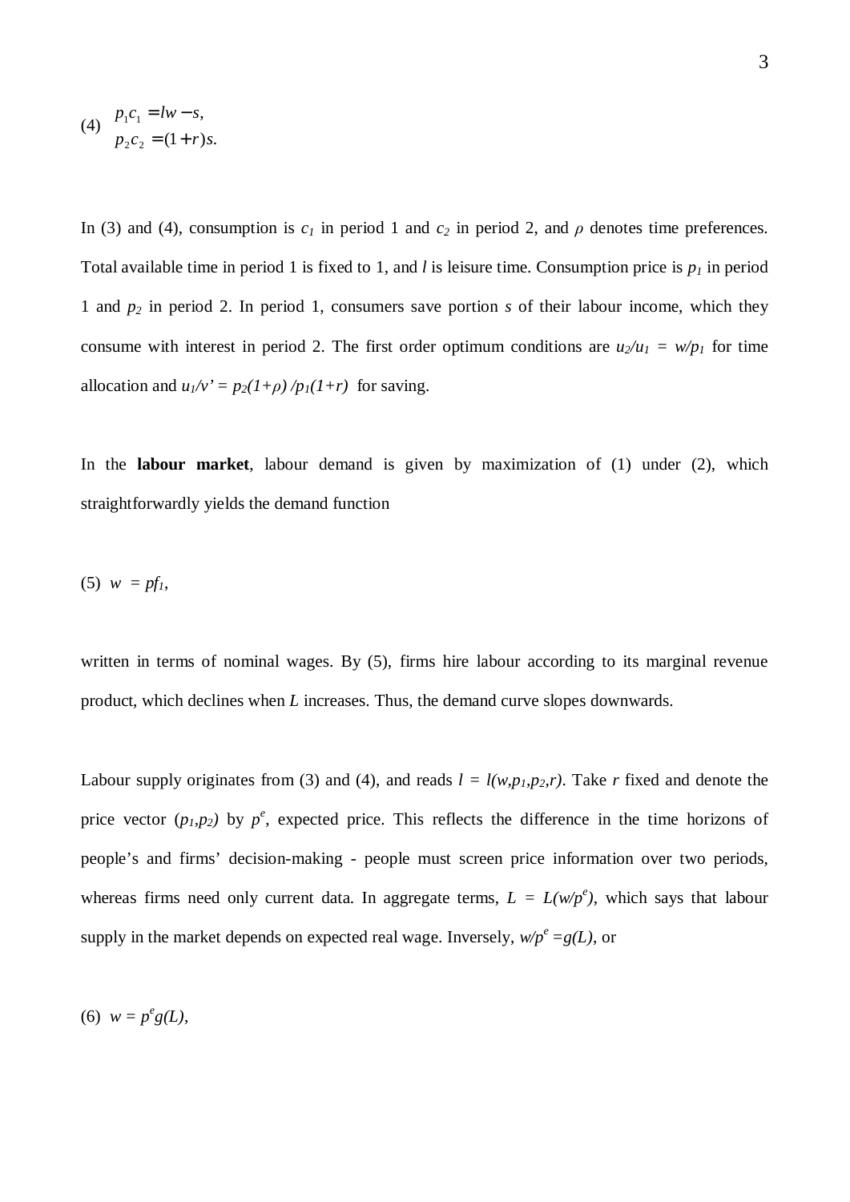$$
(4) \quad \begin{aligned} p_1 c_1 &= lw - s, \\ p_2 c_2 &= (1+r)s. \end{aligned}
$$

In (3) and (4), consumption is $c_1$ in period 1 and $c_2$ in period 2, and $\rho$ denotes time preferences. Total available time in period 1 is fixed to 1, and $l$ is leisure time. Consumption price is $p_1$ in period 1 and $p_2$ in period 2. In period 1, consumers save portion $s$ of their labour income, which they consume with interest in period 2. The first order optimum conditions are $u_2/u_1 = w/p_1$ for time allocation and $u_1/v' = p_2(1+\rho)/p_1(1+r)$ for saving.

In the **labour market**, labour demand is given by maximization of (1) under (2), which straightforwardly yields the demand function

(5) $w = pf_1$,

written in terms of nominal wages. By (5), firms hire labour according to its marginal revenue product, which declines when $L$ increases. Thus, the demand curve slopes downwards.

Labour supply originates from (3) and (4), and reads $l = l(w,p_1,p_2,r)$. Take $r$ fixed and denote the price vector $(p_1,p_2)$ by $p^e$, expected price. This reflects the difference in the time horizons of people's and firms' decision-making - people must screen price information over two periods, whereas firms need only current data. In aggregate terms, $L = L(w/p^e)$, which says that labour supply in the market depends on expected real wage. Inversely, $w/p^e = g(L)$, or

(6) $w = p^e g(L)$,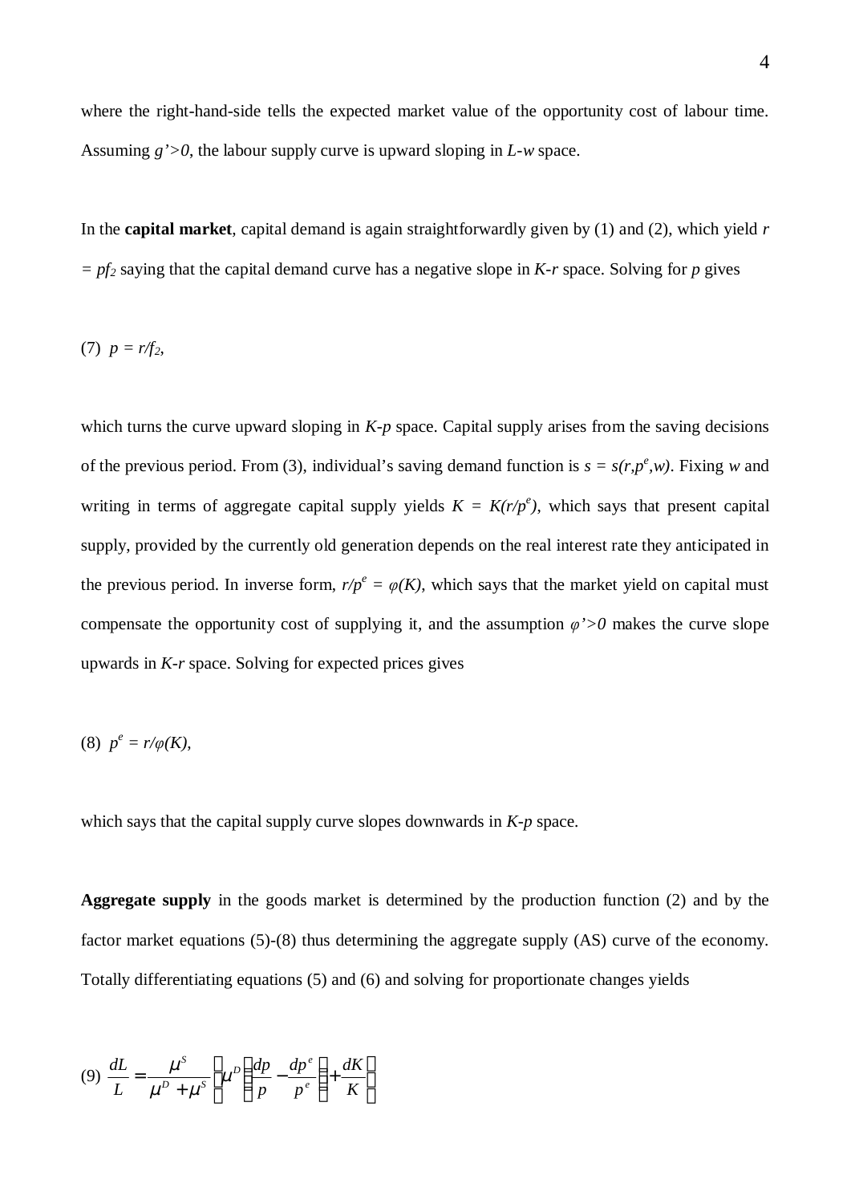where the right-hand-side tells the expected market value of the opportunity cost of labour time. Assuming $g'>0$, the labour supply curve is upward sloping in $L$-$w$ space.

In the **capital market**, capital demand is again straightforwardly given by (1) and (2), which yield $r = pf_2$ saying that the capital demand curve has a negative slope in $K$-$r$ space. Solving for $p$ gives

(7) $p = r/f_2$,

which turns the curve upward sloping in $K$-$p$ space. Capital supply arises from the saving decisions of the previous period. From (3), individual's saving demand function is $s = s(r,p^e,w)$. Fixing $w$ and writing in terms of aggregate capital supply yields $K = K(r/p^e)$, which says that present capital supply, provided by the currently old generation depends on the real interest rate they anticipated in the previous period. In inverse form, $r/p^e = \varphi(K)$, which says that the market yield on capital must compensate the opportunity cost of supplying it, and the assumption $\varphi'>0$ makes the curve slope upwards in $K$-$r$ space. Solving for expected prices gives

(8) $p^e = r/\varphi(K)$,

which says that the capital supply curve slopes downwards in $K$-$p$ space.

**Aggregate supply** in the goods market is determined by the production function (2) and by the factor market equations (5)-(8) thus determining the aggregate supply (AS) curve of the economy. Totally differentiating equations (5) and (6) and solving for proportionate changes yields

$$(9)\ \frac{dL}{L} = \frac{\mu^S}{\mu^D + \mu^S}\left[\mu^D\left(\frac{dp}{p} - \frac{dp^e}{p^e}\right) + \frac{dK}{K}\right]$$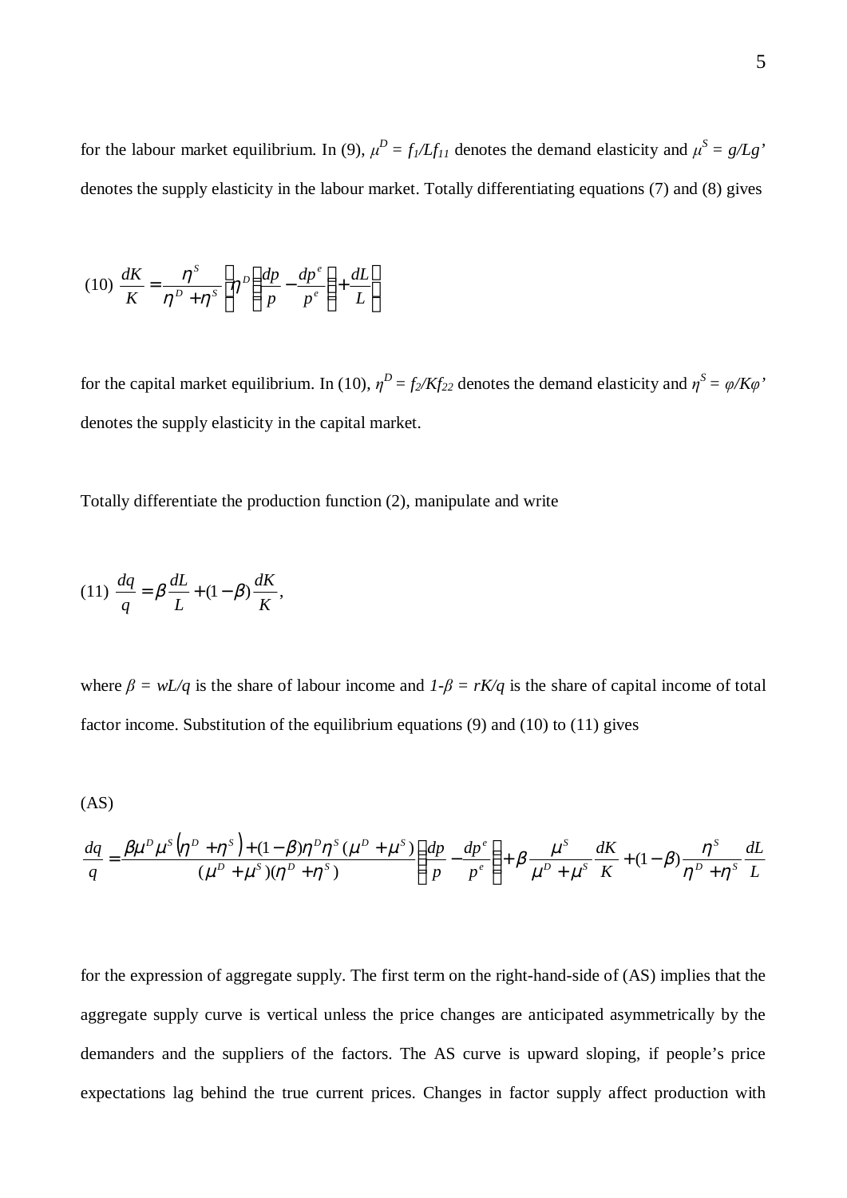for the labour market equilibrium. In (9), $\mu^D = f_1/Lf_{11}$ denotes the demand elasticity and $\mu^S = g/Lg'$ denotes the supply elasticity in the labour market. Totally differentiating equations (7) and (8) gives

$$\text{(10)}\quad \frac{dK}{K} = \frac{\eta^S}{\eta^D + \eta^S}\left[\eta^D\left(\frac{dp}{p} - \frac{dp^e}{p^e}\right) + \frac{dL}{L}\right]$$

for the capital market equilibrium. In (10), $\eta^D = f_2/Kf_{22}$ denotes the demand elasticity and $\eta^S = \varphi/K\varphi'$ denotes the supply elasticity in the capital market.

Totally differentiate the production function (2), manipulate and write

$$\text{(11)}\quad \frac{dq}{q} = \beta\frac{dL}{L} + (1-\beta)\frac{dK}{K},$$

where $\beta = wL/q$ is the share of labour income and $1\text{-}\beta = rK/q$ is the share of capital income of total factor income. Substitution of the equilibrium equations (9) and (10) to (11) gives

(AS)

$$\frac{dq}{q} = \frac{\beta\mu^D\mu^S\left(\eta^D + \eta^S\right) + (1-\beta)\eta^D\eta^S(\mu^D + \mu^S)}{(\mu^D + \mu^S)(\eta^D + \eta^S)}\left(\frac{dp}{p} - \frac{dp^e}{p^e}\right) + \beta\frac{\mu^S}{\mu^D + \mu^S}\frac{dK}{K} + (1-\beta)\frac{\eta^S}{\eta^D + \eta^S}\frac{dL}{L}$$

for the expression of aggregate supply. The first term on the right-hand-side of (AS) implies that the aggregate supply curve is vertical unless the price changes are anticipated asymmetrically by the demanders and the suppliers of the factors. The AS curve is upward sloping, if people's price expectations lag behind the true current prices. Changes in factor supply affect production with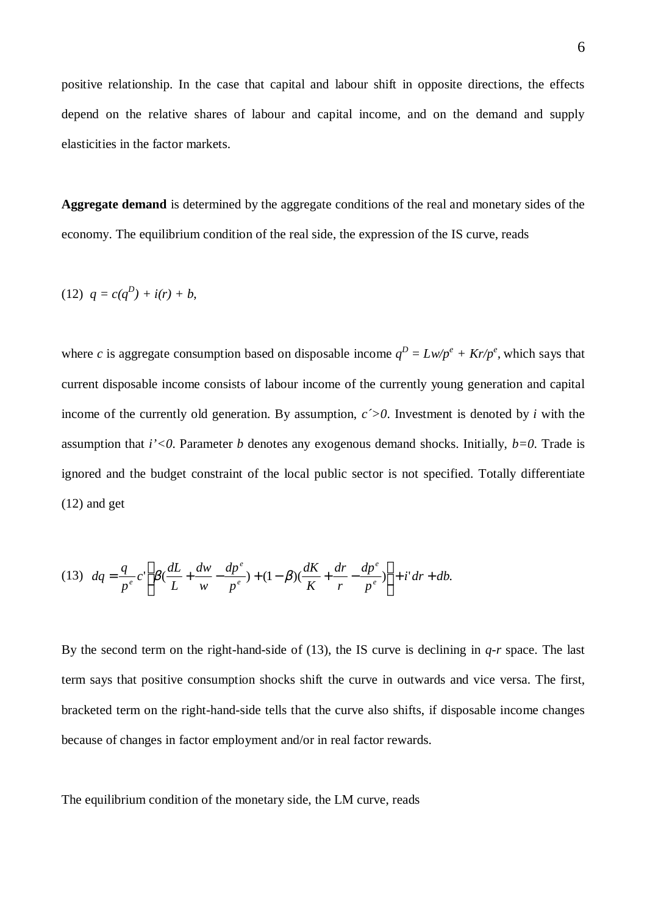positive relationship. In the case that capital and labour shift in opposite directions, the effects depend on the relative shares of labour and capital income, and on the demand and supply elasticities in the factor markets.

**Aggregate demand** is determined by the aggregate conditions of the real and monetary sides of the economy. The equilibrium condition of the real side, the expression of the IS curve, reads

(12) $q = c(q^D) + i(r) + b,$

where $c$ is aggregate consumption based on disposable income $q^D = Lw/p^e + Kr/p^e$, which says that current disposable income consists of labour income of the currently young generation and capital income of the currently old generation. By assumption, $c'>0$. Investment is denoted by $i$ with the assumption that $i'<0$. Parameter $b$ denotes any exogenous demand shocks. Initially, $b=0$. Trade is ignored and the budget constraint of the local public sector is not specified. Totally differentiate (12) and get

$$(13)\quad dq = \frac{q}{p^e}c'\left[\beta\left(\frac{dL}{L} + \frac{dw}{w} - \frac{dp^e}{p^e}\right) + (1-\beta)\left(\frac{dK}{K} + \frac{dr}{r} - \frac{dp^e}{p^e}\right)\right] + i'dr + db.$$

By the second term on the right-hand-side of (13), the IS curve is declining in $q$-$r$ space. The last term says that positive consumption shocks shift the curve in outwards and vice versa. The first, bracketed term on the right-hand-side tells that the curve also shifts, if disposable income changes because of changes in factor employment and/or in real factor rewards.

The equilibrium condition of the monetary side, the LM curve, reads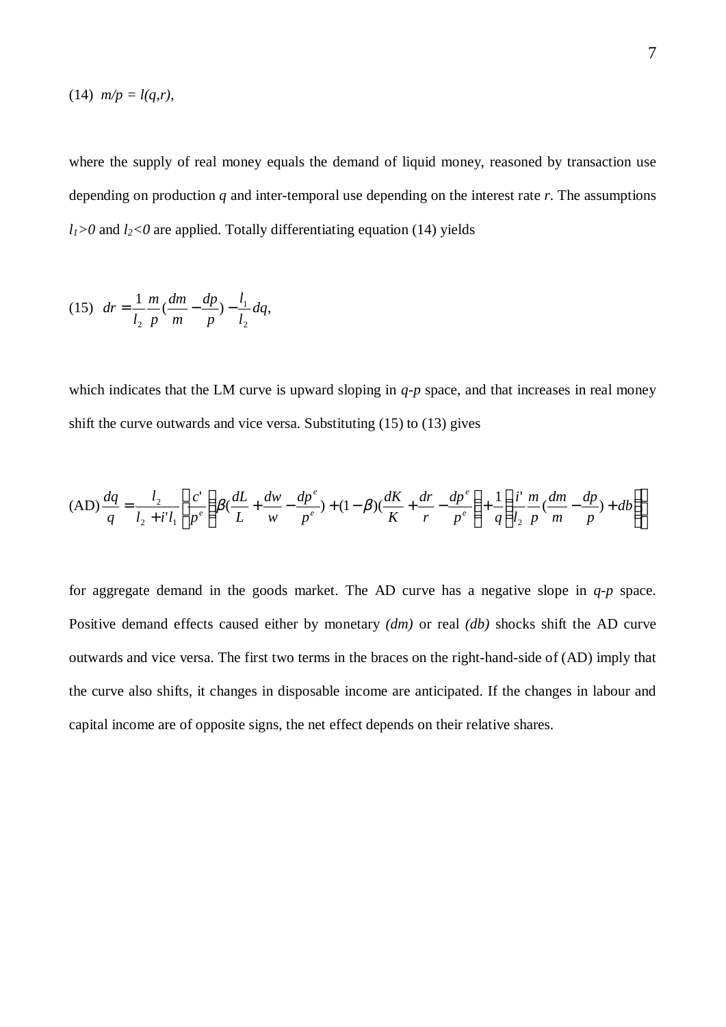(14) $m/p = l(q,r)$,

where the supply of real money equals the demand of liquid money, reasoned by transaction use depending on production $q$ and inter-temporal use depending on the interest rate $r$. The assumptions $l_1>0$ and $l_2<0$ are applied. Totally differentiating equation (14) yields

$$\text{(15)} \quad dr = \frac{1}{l_2}\frac{m}{p}\left(\frac{dm}{m} - \frac{dp}{p}\right) - \frac{l_1}{l_2}dq,$$

which indicates that the LM curve is upward sloping in $q$-$p$ space, and that increases in real money shift the curve outwards and vice versa. Substituting (15) to (13) gives

$$\text{(AD)} \quad \frac{dq}{q} = \frac{l_2}{l_2 + i' l_1}\left\{\frac{c'}{p^e}\left[\beta\left(\frac{dL}{L} + \frac{dw}{w} - \frac{dp^e}{p^e}\right) + (1-\beta)\left(\frac{dK}{K} + \frac{dr}{r} - \frac{dp^e}{p^e}\right)\right] + \frac{1}{q}\left[\frac{i'}{l_2}\frac{m}{p}\left(\frac{dm}{m} - \frac{dp}{p}\right) + db\right]\right\}$$

for aggregate demand in the goods market. The AD curve has a negative slope in $q$-$p$ space. Positive demand effects caused either by monetary *(dm)* or real *(db)* shocks shift the AD curve outwards and vice versa. The first two terms in the braces on the right-hand-side of (AD) imply that the curve also shifts, it changes in disposable income are anticipated. If the changes in labour and capital income are of opposite signs, the net effect depends on their relative shares.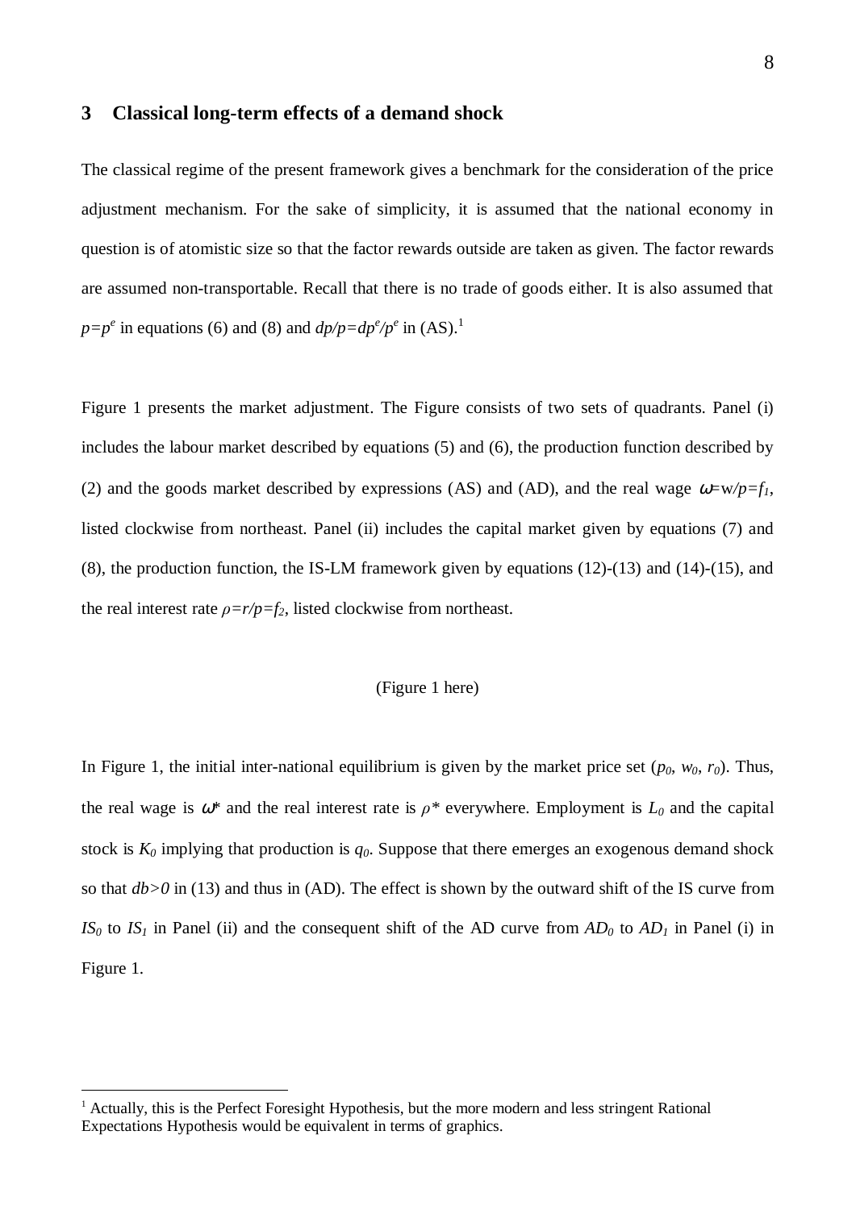## 3 Classical long-term effects of a demand shock

The classical regime of the present framework gives a benchmark for the consideration of the price adjustment mechanism. For the sake of simplicity, it is assumed that the national economy in question is of atomistic size so that the factor rewards outside are taken as given. The factor rewards are assumed non-transportable. Recall that there is no trade of goods either. It is also assumed that $p=p^e$ in equations (6) and (8) and $dp/p=dp^e/p^e$ in (AS).[1]

Figure 1 presents the market adjustment. The Figure consists of two sets of quadrants. Panel (i) includes the labour market described by equations (5) and (6), the production function described by (2) and the goods market described by expressions (AS) and (AD), and the real wage $\omega=w/p=f_1$, listed clockwise from northeast. Panel (ii) includes the capital market given by equations (7) and (8), the production function, the IS-LM framework given by equations (12)-(13) and (14)-(15), and the real interest rate $\rho=r/p=f_2$, listed clockwise from northeast.

(Figure 1 here)

In Figure 1, the initial inter-national equilibrium is given by the market price set ($p_0$, $w_0$, $r_0$). Thus, the real wage is $\omega^*$ and the real interest rate is $\rho^*$ everywhere. Employment is $L_0$ and the capital stock is $K_0$ implying that production is $q_0$. Suppose that there emerges an exogenous demand shock so that $db>0$ in (13) and thus in (AD). The effect is shown by the outward shift of the IS curve from $IS_0$ to $IS_1$ in Panel (ii) and the consequent shift of the AD curve from $AD_0$ to $AD_1$ in Panel (i) in Figure 1.

[1] Actually, this is the Perfect Foresight Hypothesis, but the more modern and less stringent Rational Expectations Hypothesis would be equivalent in terms of graphics.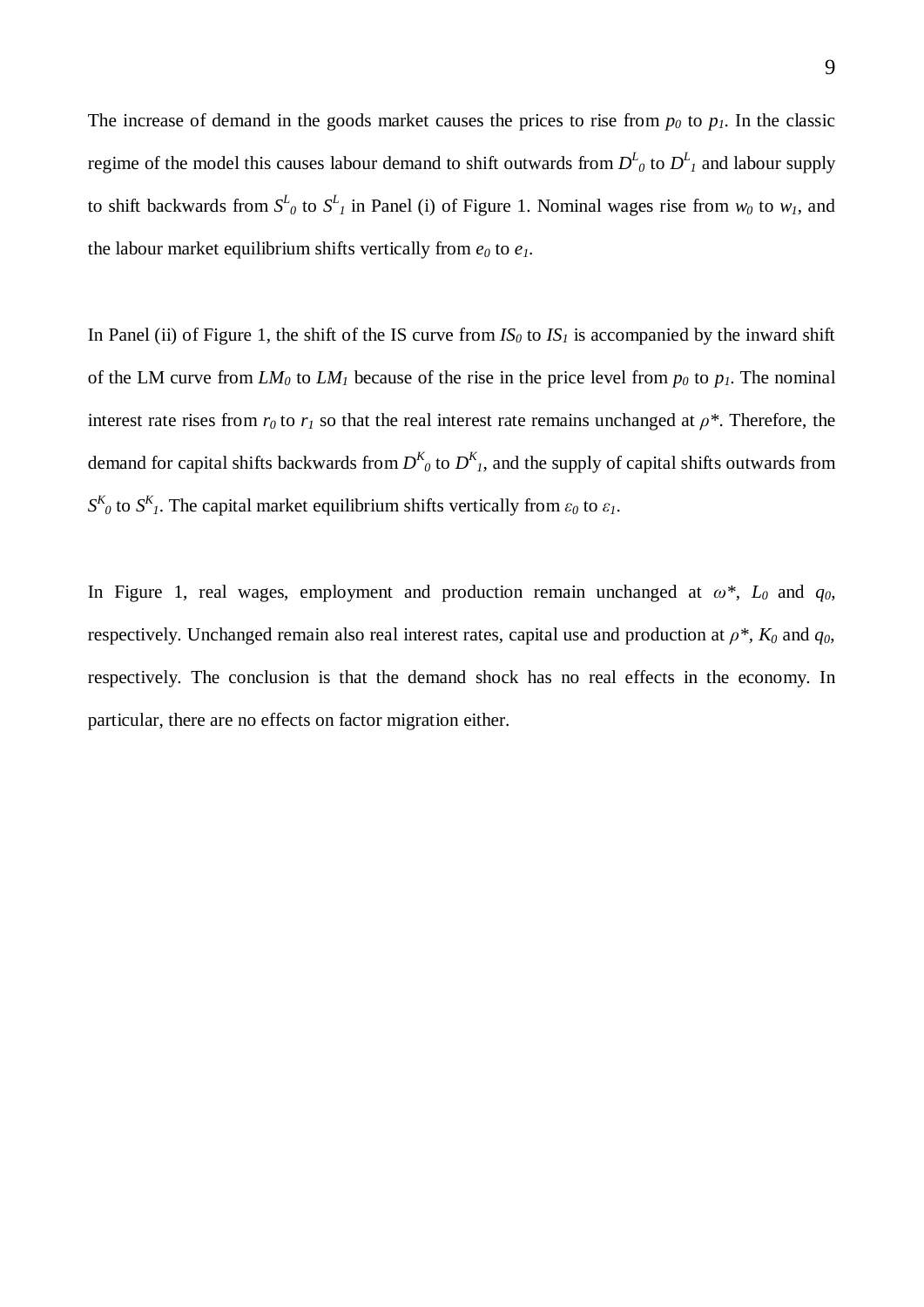The increase of demand in the goods market causes the prices to rise from $p_0$ to $p_1$. In the classic regime of the model this causes labour demand to shift outwards from $D^L{}_0$ to $D^L{}_1$ and labour supply to shift backwards from $S^L{}_0$ to $S^L{}_1$ in Panel (i) of Figure 1. Nominal wages rise from $w_0$ to $w_1$, and the labour market equilibrium shifts vertically from $e_0$ to $e_1$.

In Panel (ii) of Figure 1, the shift of the IS curve from $IS_0$ to $IS_1$ is accompanied by the inward shift of the LM curve from $LM_0$ to $LM_1$ because of the rise in the price level from $p_0$ to $p_1$. The nominal interest rate rises from $r_0$ to $r_1$ so that the real interest rate remains unchanged at $\rho^*$. Therefore, the demand for capital shifts backwards from $D^K{}_0$ to $D^K{}_1$, and the supply of capital shifts outwards from $S^K{}_0$ to $S^K{}_1$. The capital market equilibrium shifts vertically from $\varepsilon_0$ to $\varepsilon_1$.

In Figure 1, real wages, employment and production remain unchanged at $\omega^*$, $L_0$ and $q_0$, respectively. Unchanged remain also real interest rates, capital use and production at $\rho^*$, $K_0$ and $q_0$, respectively. The conclusion is that the demand shock has no real effects in the economy. In particular, there are no effects on factor migration either.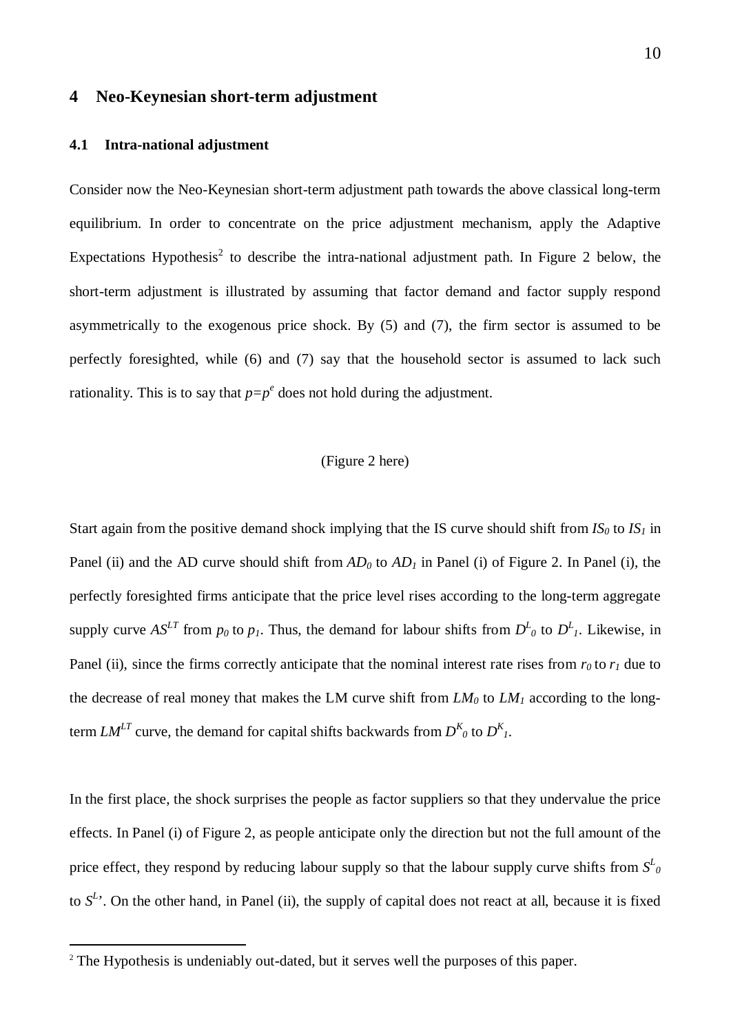## 4 Neo-Keynesian short-term adjustment

### 4.1 Intra-national adjustment

Consider now the Neo-Keynesian short-term adjustment path towards the above classical long-term equilibrium. In order to concentrate on the price adjustment mechanism, apply the Adaptive Expectations Hypothesis[2] to describe the intra-national adjustment path. In Figure 2 below, the short-term adjustment is illustrated by assuming that factor demand and factor supply respond asymmetrically to the exogenous price shock. By (5) and (7), the firm sector is assumed to be perfectly foresighted, while (6) and (7) say that the household sector is assumed to lack such rationality. This is to say that $p=p^e$ does not hold during the adjustment.

(Figure 2 here)

Start again from the positive demand shock implying that the IS curve should shift from $IS_0$ to $IS_1$ in Panel (ii) and the AD curve should shift from $AD_0$ to $AD_1$ in Panel (i) of Figure 2. In Panel (i), the perfectly foresighted firms anticipate that the price level rises according to the long-term aggregate supply curve $AS^{LT}$ from $p_0$ to $p_1$. Thus, the demand for labour shifts from $D^L_0$ to $D^L_1$. Likewise, in Panel (ii), since the firms correctly anticipate that the nominal interest rate rises from $r_0$ to $r_1$ due to the decrease of real money that makes the LM curve shift from $LM_0$ to $LM_1$ according to the long-term $LM^{LT}$ curve, the demand for capital shifts backwards from $D^K_0$ to $D^K_1$.

In the first place, the shock surprises the people as factor suppliers so that they undervalue the price effects. In Panel (i) of Figure 2, as people anticipate only the direction but not the full amount of the price effect, they respond by reducing labour supply so that the labour supply curve shifts from $S^L_0$ to $S^{L}$'. On the other hand, in Panel (ii), the supply of capital does not react at all, because it is fixed

[2] The Hypothesis is undeniably out-dated, but it serves well the purposes of this paper.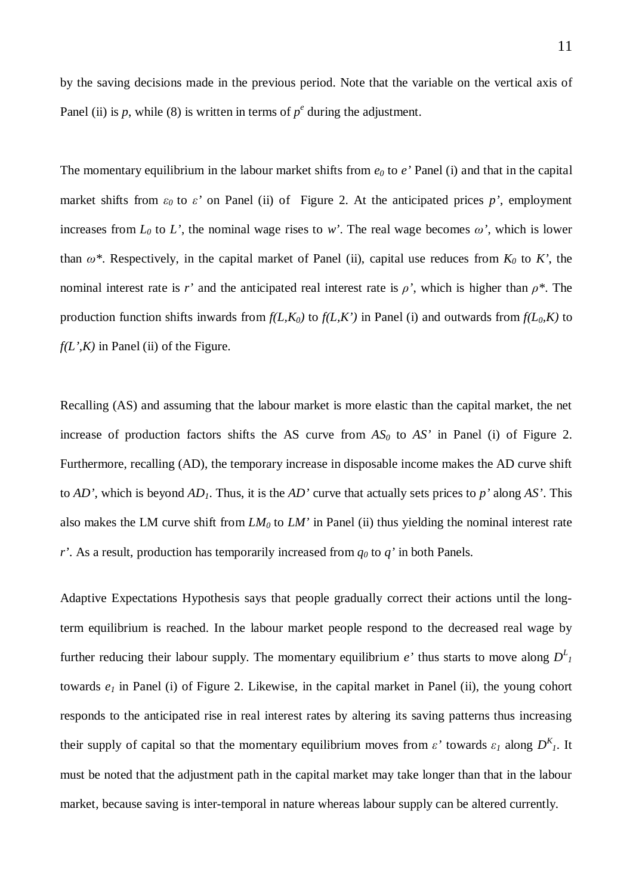by the saving decisions made in the previous period. Note that the variable on the vertical axis of Panel (ii) is $p$, while (8) is written in terms of $p^e$ during the adjustment.

The momentary equilibrium in the labour market shifts from $e_0$ to $e'$ Panel (i) and that in the capital market shifts from $\varepsilon_0$ to $\varepsilon'$ on Panel (ii) of Figure 2. At the anticipated prices $p'$, employment increases from $L_0$ to $L'$, the nominal wage rises to $w'$. The real wage becomes $\omega'$, which is lower than $\omega^*$. Respectively, in the capital market of Panel (ii), capital use reduces from $K_0$ to $K'$, the nominal interest rate is $r'$ and the anticipated real interest rate is $\rho'$, which is higher than $\rho^*$. The production function shifts inwards from $f(L,K_0)$ to $f(L,K')$ in Panel (i) and outwards from $f(L_0,K)$ to $f(L',K)$ in Panel (ii) of the Figure.

Recalling (AS) and assuming that the labour market is more elastic than the capital market, the net increase of production factors shifts the AS curve from $AS_0$ to $AS'$ in Panel (i) of Figure 2. Furthermore, recalling (AD), the temporary increase in disposable income makes the AD curve shift to $AD'$, which is beyond $AD_1$. Thus, it is the $AD'$ curve that actually sets prices to $p'$ along $AS'$. This also makes the LM curve shift from $LM_0$ to $LM'$ in Panel (ii) thus yielding the nominal interest rate $r'$. As a result, production has temporarily increased from $q_0$ to $q'$ in both Panels.

Adaptive Expectations Hypothesis says that people gradually correct their actions until the long-term equilibrium is reached. In the labour market people respond to the decreased real wage by further reducing their labour supply. The momentary equilibrium $e'$ thus starts to move along $D^L_1$ towards $e_1$ in Panel (i) of Figure 2. Likewise, in the capital market in Panel (ii), the young cohort responds to the anticipated rise in real interest rates by altering its saving patterns thus increasing their supply of capital so that the momentary equilibrium moves from $\varepsilon'$ towards $\varepsilon_1$ along $D^K_1$. It must be noted that the adjustment path in the capital market may take longer than that in the labour market, because saving is inter-temporal in nature whereas labour supply can be altered currently.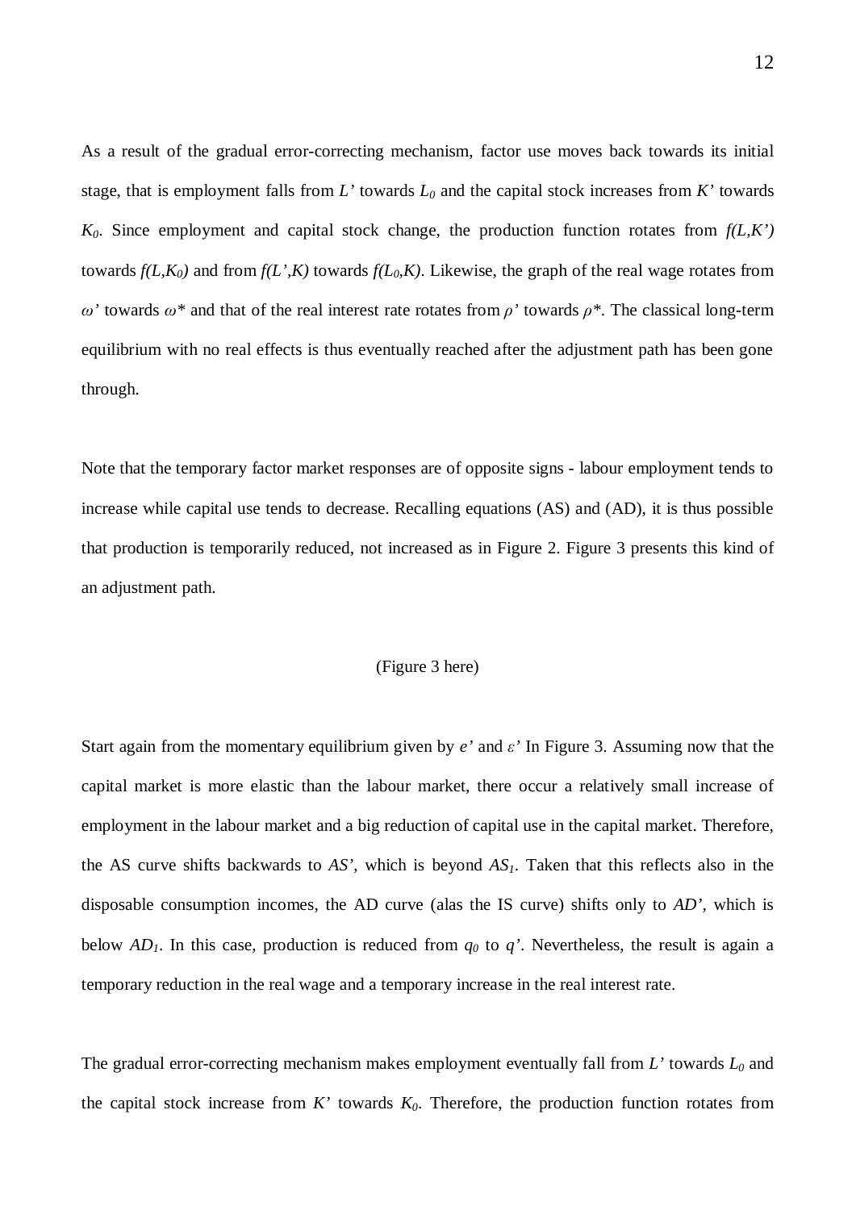As a result of the gradual error-correcting mechanism, factor use moves back towards its initial stage, that is employment falls from $L'$ towards $L_0$ and the capital stock increases from $K'$ towards $K_0$. Since employment and capital stock change, the production function rotates from $f(L,K')$ towards $f(L,K_0)$ and from $f(L',K)$ towards $f(L_0,K)$. Likewise, the graph of the real wage rotates from $\omega'$ towards $\omega^*$ and that of the real interest rate rotates from $\rho'$ towards $\rho^*$. The classical long-term equilibrium with no real effects is thus eventually reached after the adjustment path has been gone through.

Note that the temporary factor market responses are of opposite signs - labour employment tends to increase while capital use tends to decrease. Recalling equations (AS) and (AD), it is thus possible that production is temporarily reduced, not increased as in Figure 2. Figure 3 presents this kind of an adjustment path.

(Figure 3 here)

Start again from the momentary equilibrium given by $e'$ and $\varepsilon'$ In Figure 3. Assuming now that the capital market is more elastic than the labour market, there occur a relatively small increase of employment in the labour market and a big reduction of capital use in the capital market. Therefore, the AS curve shifts backwards to $AS'$, which is beyond $AS_1$. Taken that this reflects also in the disposable consumption incomes, the AD curve (alas the IS curve) shifts only to $AD'$, which is below $AD_1$. In this case, production is reduced from $q_0$ to $q'$. Nevertheless, the result is again a temporary reduction in the real wage and a temporary increase in the real interest rate.

The gradual error-correcting mechanism makes employment eventually fall from $L'$ towards $L_0$ and the capital stock increase from $K'$ towards $K_0$. Therefore, the production function rotates from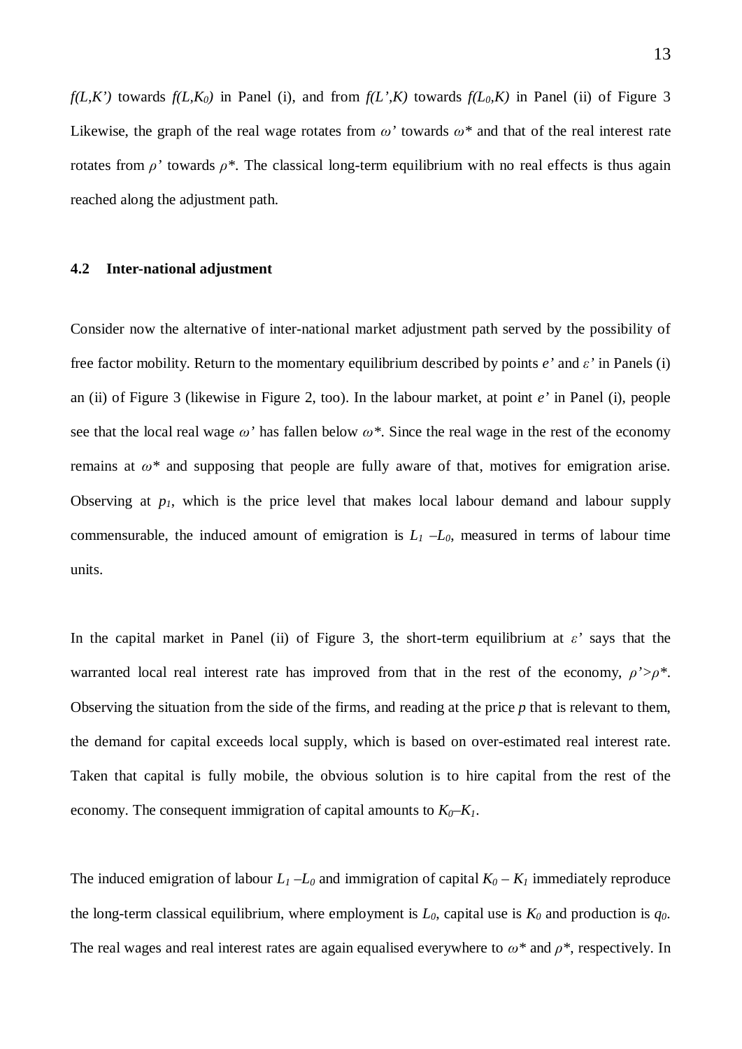$f(L,K')$ towards $f(L,K_0)$ in Panel (i), and from $f(L',K)$ towards $f(L_0,K)$ in Panel (ii) of Figure 3 Likewise, the graph of the real wage rotates from $\omega'$ towards $\omega^*$ and that of the real interest rate rotates from $\rho'$ towards $\rho^*$. The classical long-term equilibrium with no real effects is thus again reached along the adjustment path.

### 4.2 Inter-national adjustment

Consider now the alternative of inter-national market adjustment path served by the possibility of free factor mobility. Return to the momentary equilibrium described by points $e'$ and $\varepsilon'$ in Panels (i) an (ii) of Figure 3 (likewise in Figure 2, too). In the labour market, at point $e'$ in Panel (i), people see that the local real wage $\omega'$ has fallen below $\omega^*$. Since the real wage in the rest of the economy remains at $\omega^*$ and supposing that people are fully aware of that, motives for emigration arise. Observing at $p_1$, which is the price level that makes local labour demand and labour supply commensurable, the induced amount of emigration is $L_1 - L_0$, measured in terms of labour time units.

In the capital market in Panel (ii) of Figure 3, the short-term equilibrium at $\varepsilon'$ says that the warranted local real interest rate has improved from that in the rest of the economy, $\rho' > \rho^*$. Observing the situation from the side of the firms, and reading at the price $p$ that is relevant to them, the demand for capital exceeds local supply, which is based on over-estimated real interest rate. Taken that capital is fully mobile, the obvious solution is to hire capital from the rest of the economy. The consequent immigration of capital amounts to $K_0 - K_1$.

The induced emigration of labour $L_1 - L_0$ and immigration of capital $K_0 - K_1$ immediately reproduce the long-term classical equilibrium, where employment is $L_0$, capital use is $K_0$ and production is $q_0$. The real wages and real interest rates are again equalised everywhere to $\omega^*$ and $\rho^*$, respectively. In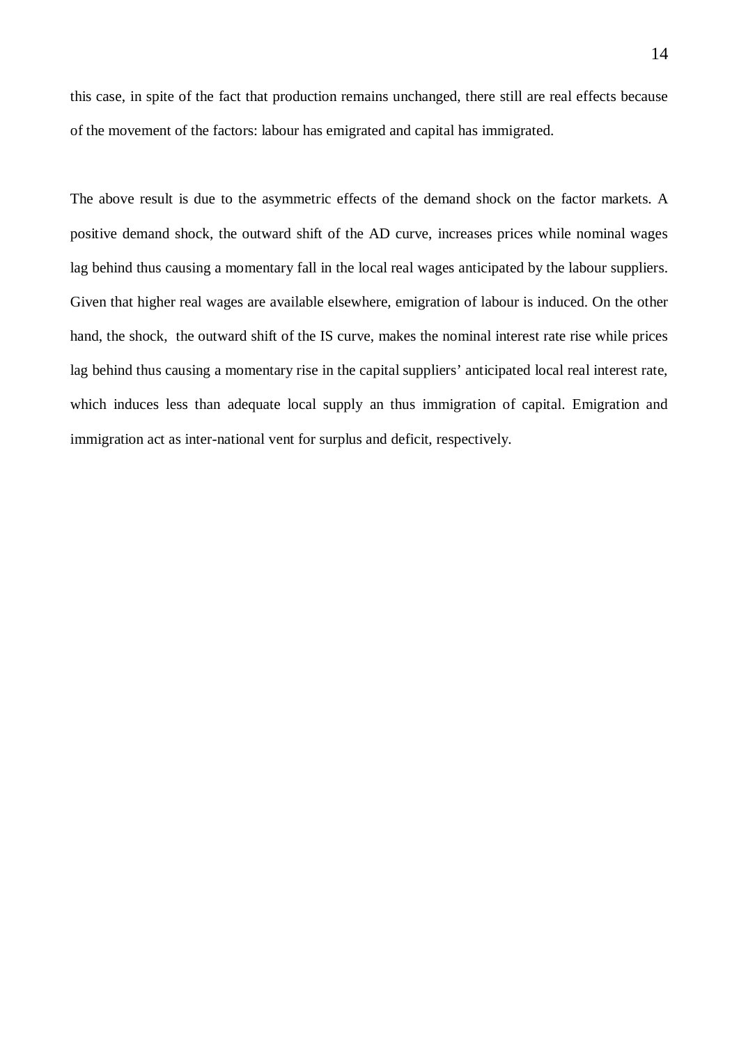this case, in spite of the fact that production remains unchanged, there still are real effects because of the movement of the factors: labour has emigrated and capital has immigrated.

The above result is due to the asymmetric effects of the demand shock on the factor markets. A positive demand shock, the outward shift of the AD curve, increases prices while nominal wages lag behind thus causing a momentary fall in the local real wages anticipated by the labour suppliers. Given that higher real wages are available elsewhere, emigration of labour is induced. On the other hand, the shock, the outward shift of the IS curve, makes the nominal interest rate rise while prices lag behind thus causing a momentary rise in the capital suppliers' anticipated local real interest rate, which induces less than adequate local supply an thus immigration of capital. Emigration and immigration act as inter-national vent for surplus and deficit, respectively.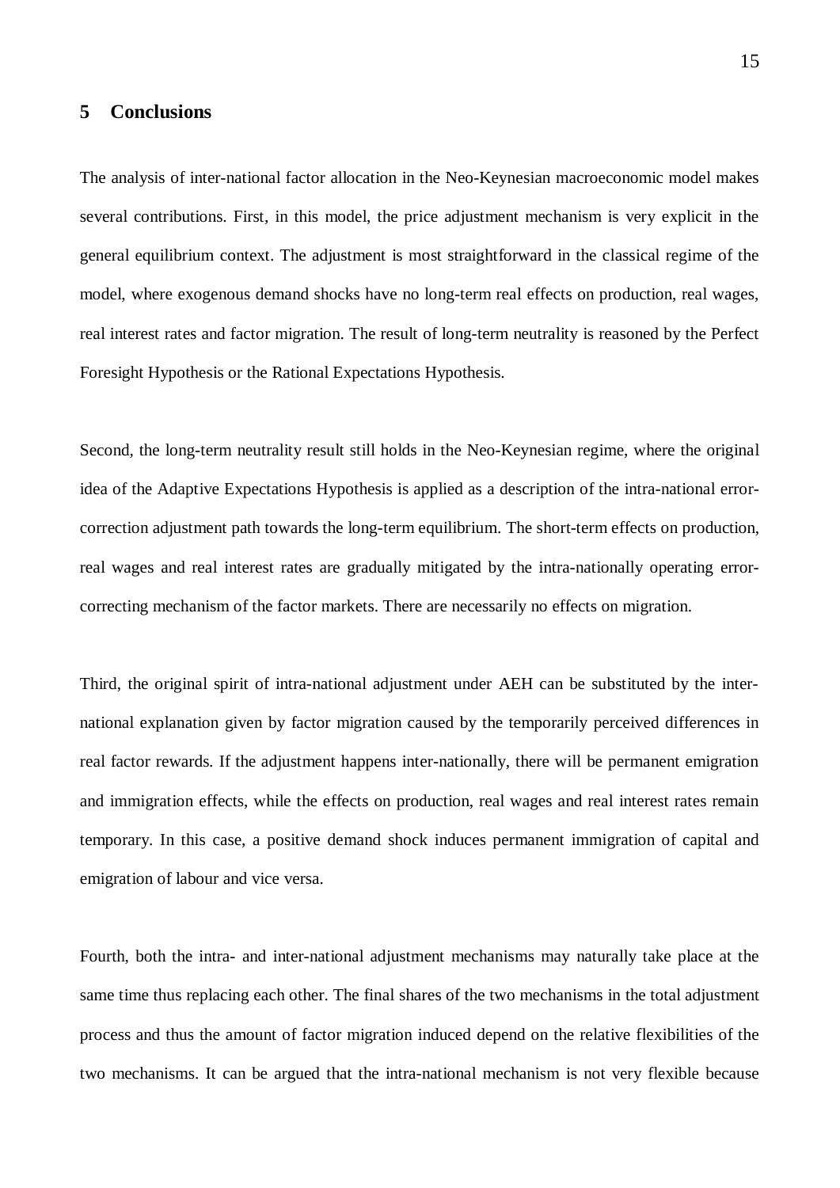## 5 Conclusions

The analysis of inter-national factor allocation in the Neo-Keynesian macroeconomic model makes several contributions. First, in this model, the price adjustment mechanism is very explicit in the general equilibrium context. The adjustment is most straightforward in the classical regime of the model, where exogenous demand shocks have no long-term real effects on production, real wages, real interest rates and factor migration. The result of long-term neutrality is reasoned by the Perfect Foresight Hypothesis or the Rational Expectations Hypothesis.

Second, the long-term neutrality result still holds in the Neo-Keynesian regime, where the original idea of the Adaptive Expectations Hypothesis is applied as a description of the intra-national error-correction adjustment path towards the long-term equilibrium. The short-term effects on production, real wages and real interest rates are gradually mitigated by the intra-nationally operating error-correcting mechanism of the factor markets. There are necessarily no effects on migration.

Third, the original spirit of intra-national adjustment under AEH can be substituted by the inter-national explanation given by factor migration caused by the temporarily perceived differences in real factor rewards. If the adjustment happens inter-nationally, there will be permanent emigration and immigration effects, while the effects on production, real wages and real interest rates remain temporary. In this case, a positive demand shock induces permanent immigration of capital and emigration of labour and vice versa.

Fourth, both the intra- and inter-national adjustment mechanisms may naturally take place at the same time thus replacing each other. The final shares of the two mechanisms in the total adjustment process and thus the amount of factor migration induced depend on the relative flexibilities of the two mechanisms. It can be argued that the intra-national mechanism is not very flexible because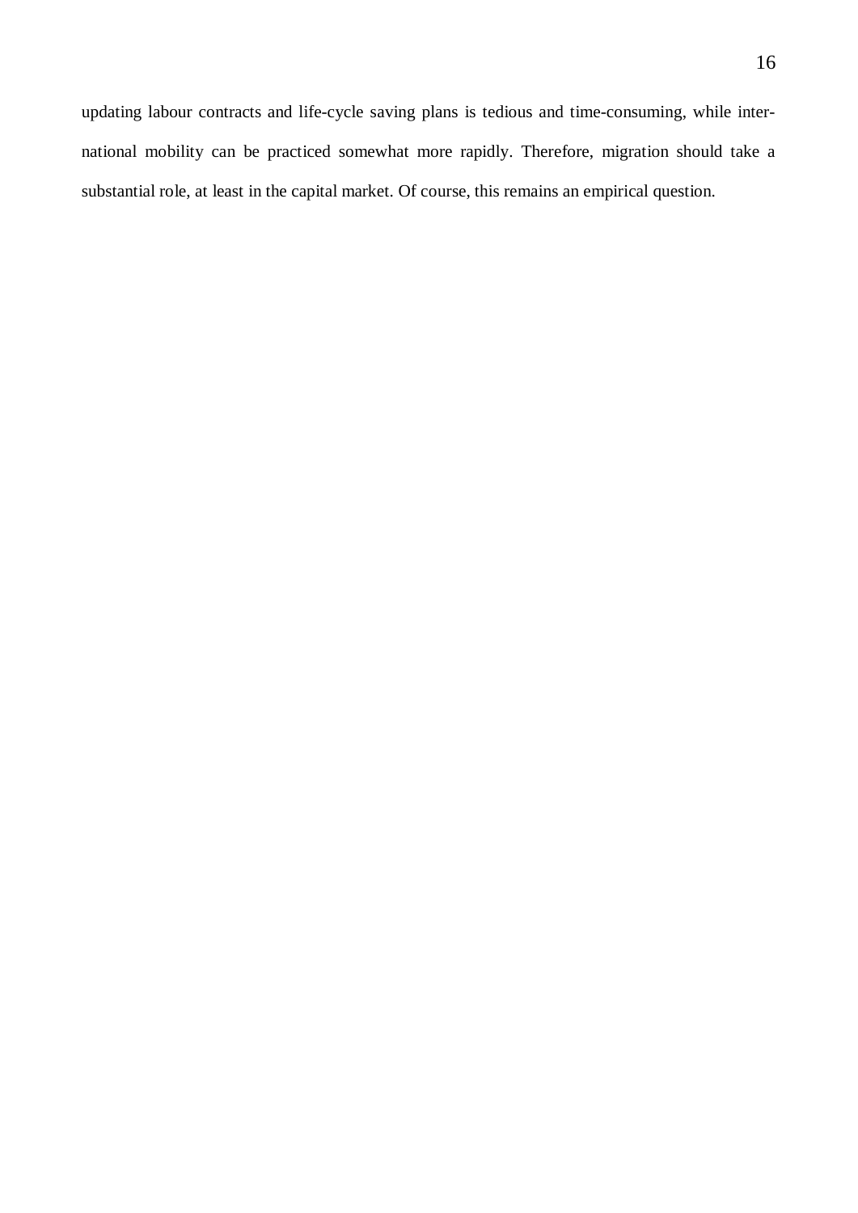updating labour contracts and life-cycle saving plans is tedious and time-consuming, while international mobility can be practiced somewhat more rapidly. Therefore, migration should take a substantial role, at least in the capital market. Of course, this remains an empirical question.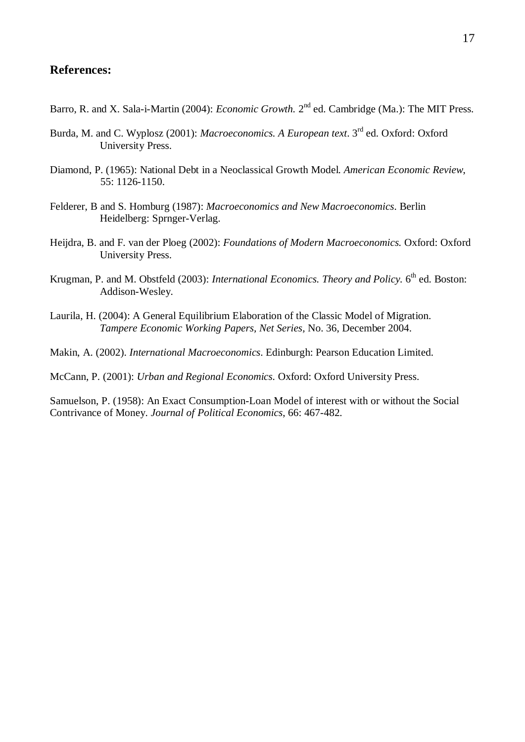## References:

Barro, R. and X. Sala-i-Martin (2004): *Economic Growth.* 2nd ed. Cambridge (Ma.): The MIT Press.

Burda, M. and C. Wyplosz (2001): *Macroeconomics. A European text*. 3rd ed. Oxford: Oxford University Press.

Diamond, P. (1965): National Debt in a Neoclassical Growth Model. *American Economic Review*, 55: 1126-1150.

Felderer, B and S. Homburg (1987): *Macroeconomics and New Macroeconomics*. Berlin Heidelberg: Sprnger-Verlag.

Heijdra, B. and F. van der Ploeg (2002): *Foundations of Modern Macroeconomics.* Oxford: Oxford University Press.

Krugman, P. and M. Obstfeld (2003): *International Economics. Theory and Policy.* 6th ed. Boston: Addison-Wesley.

Laurila, H. (2004): A General Equilibrium Elaboration of the Classic Model of Migration. *Tampere Economic Working Papers, Net Series*, No. 36, December 2004.

Makin, A. (2002). *International Macroeconomics*. Edinburgh: Pearson Education Limited.

McCann, P. (2001): *Urban and Regional Economics.* Oxford: Oxford University Press.

Samuelson, P. (1958): An Exact Consumption-Loan Model of interest with or without the Social Contrivance of Money. *Journal of Political Economics*, 66: 467-482.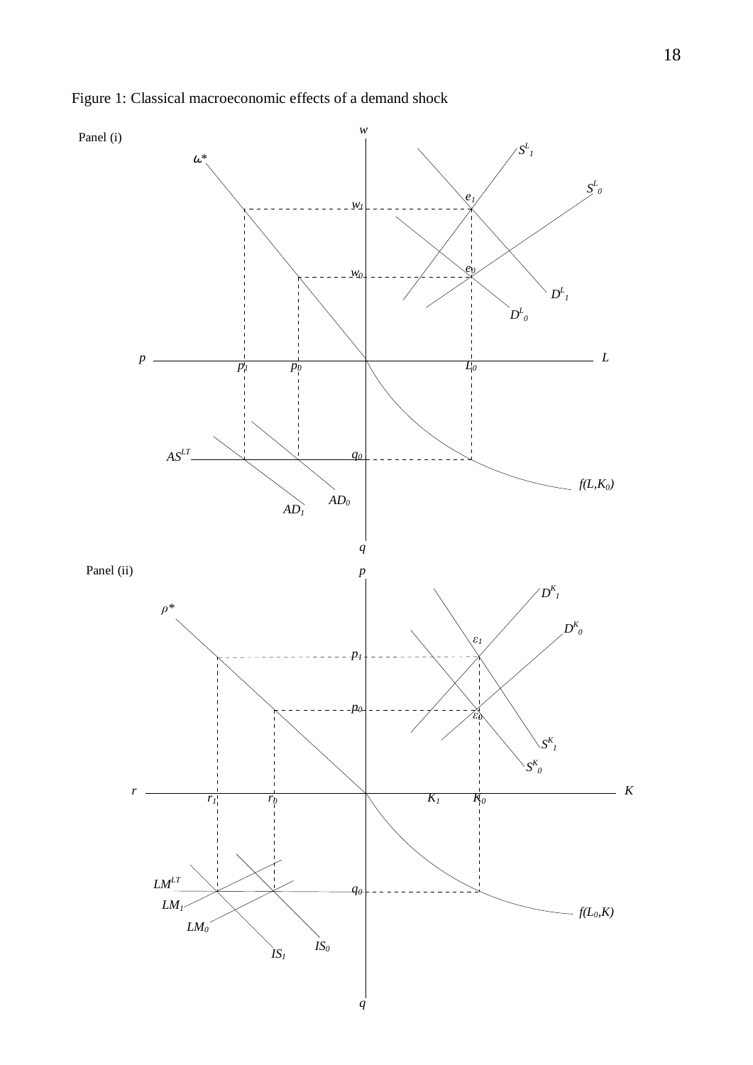Figure 1: Classical macroeconomic effects of a demand shock

Panel (i)

Panel (ii)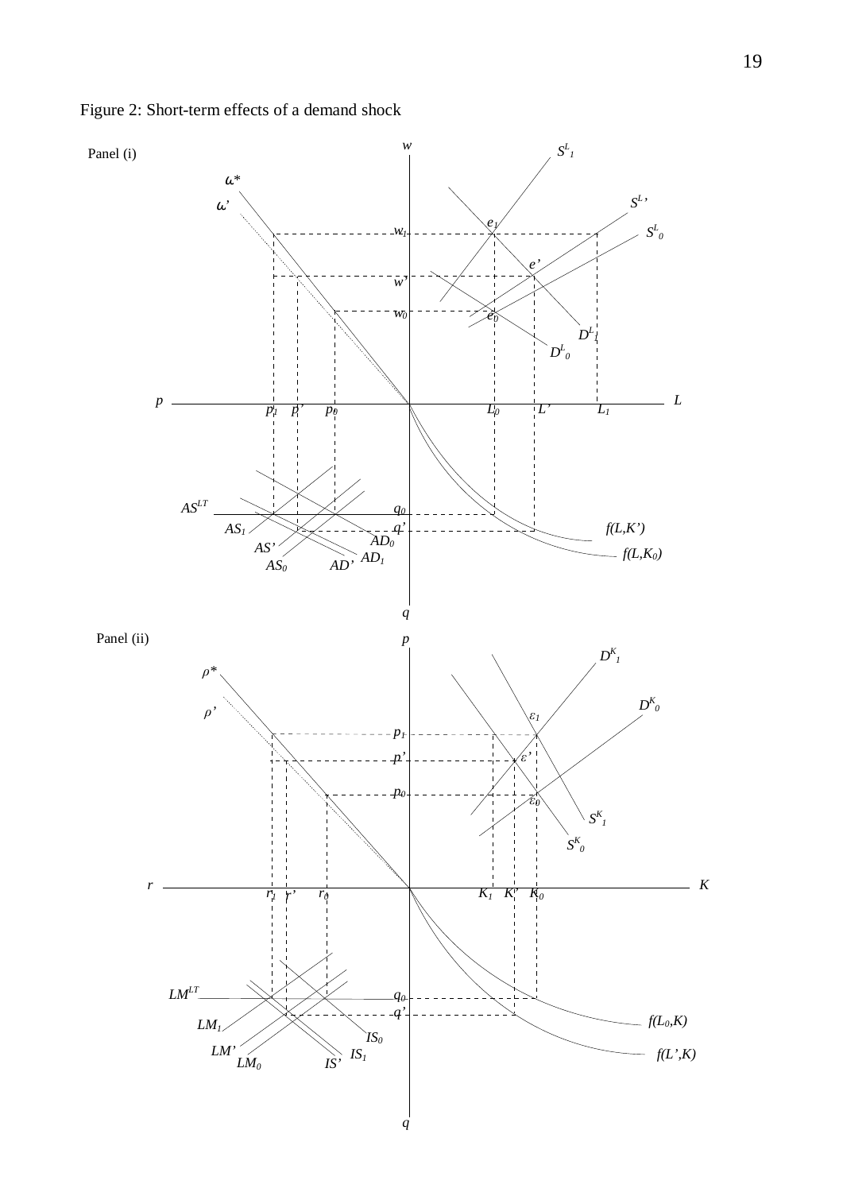Figure 2: Short-term effects of a demand shock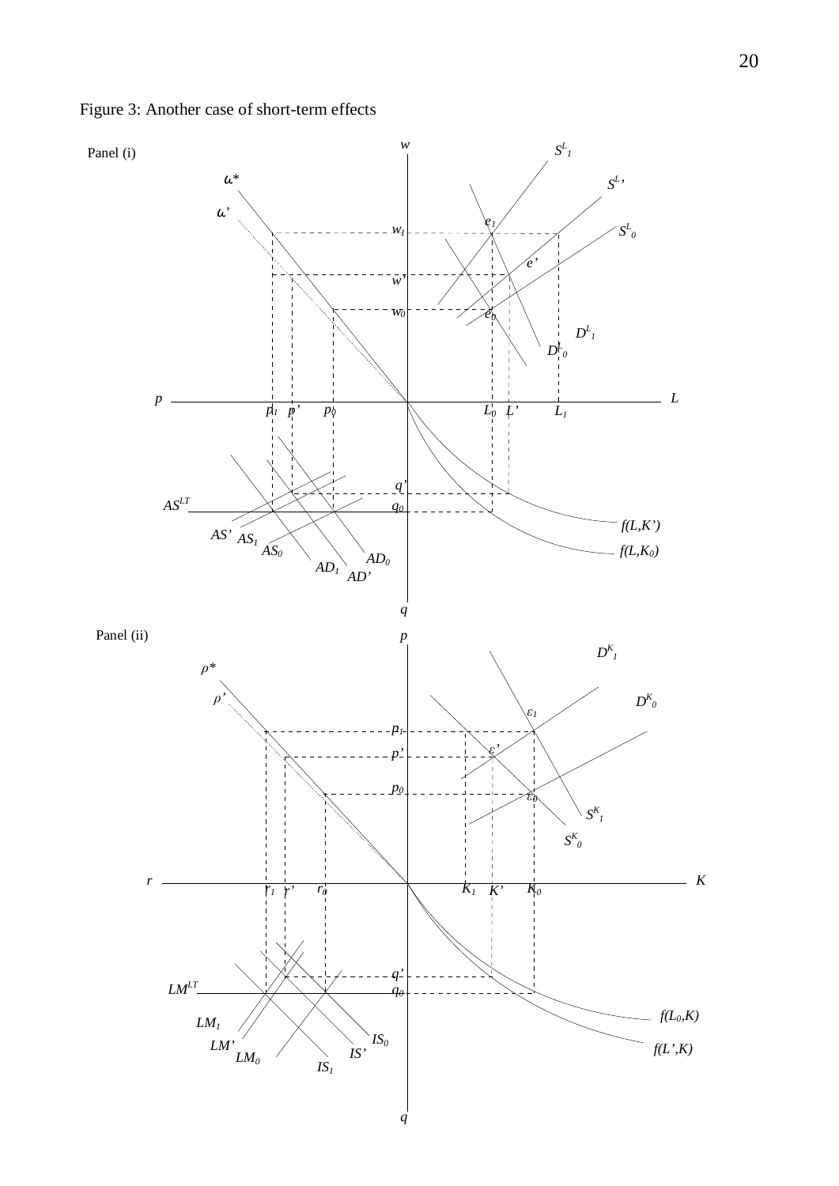Figure 3: Another case of short-term effects

Panel (i)

$w$

$S^L_1$

$\omega^*$

$S^L$'

$\omega$'

$e_1$

$w_1$

$S^L_0$

$e$'

$w$'

$w_0$

$e_0$

$D^L_1$

$D^L_0$

$p$

$L$

$p_1$ $p$' $p_0$

$L_0$ $L$' $L_1$

$q$'

$AS^{LT}$

$q_0$

$f(L,K')$

$AS$' $AS_1$

$AS_0$

$AD_0$

$f(L,K_0)$

$AD_1$ $AD$'

$q$

Panel (ii)

$p$

$D^K_1$

$\rho^*$

$\rho$'

$D^K_0$

$\varepsilon_1$

$p_1$

$\varepsilon$'

$p$'

$p_0$

$\varepsilon_0$

$S^K_1$

$S^K_0$

$r$

$K$

$r_1$ $r$' $r_0$

$K_1$ $K$' $K_0$

$q$'

$LM^{LT}$

$q_0$

$f(L_0,K)$

$LM_1$

$LM$'

$IS_0$

$f(L',K)$

$LM_0$

$IS$'

$IS_1$

$q$